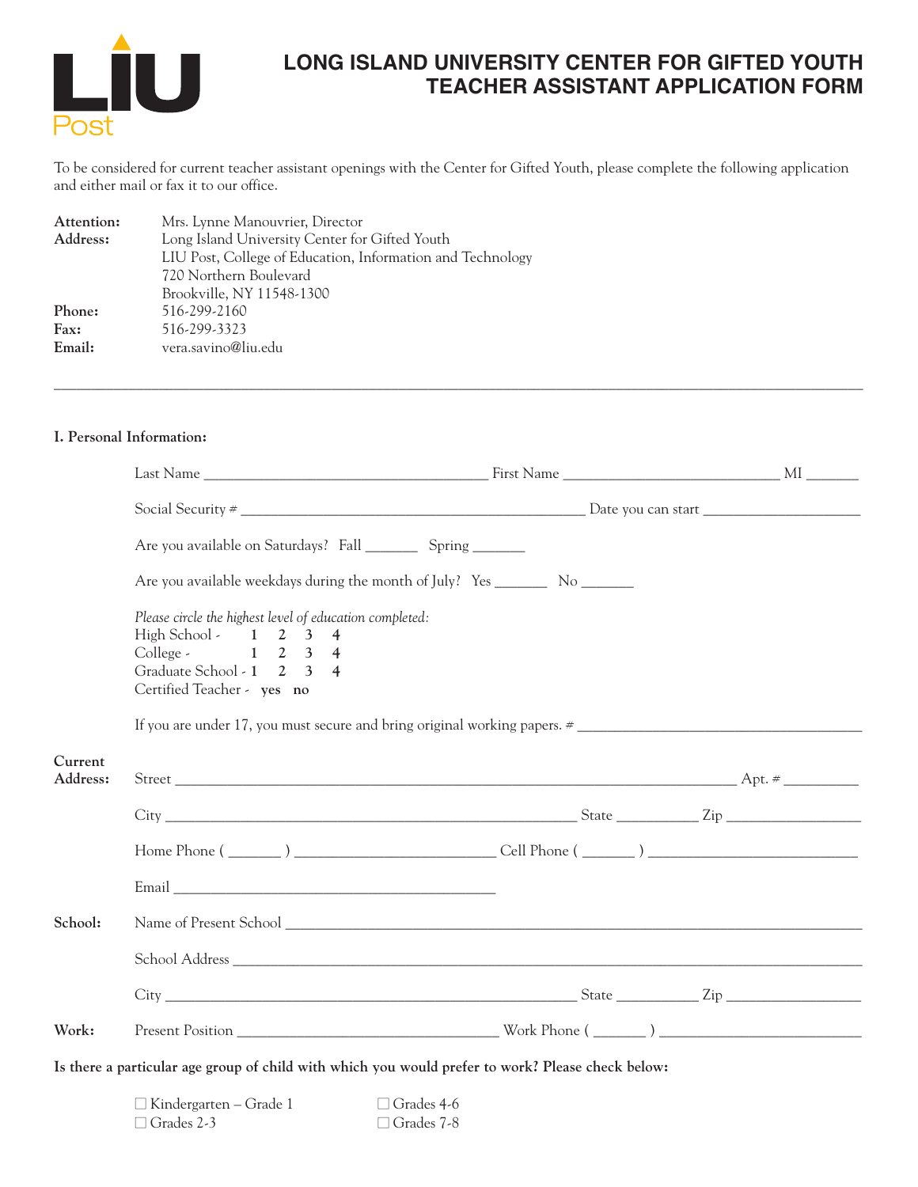LIU Post

# LONG ISLAND UNIVERSITY CENTER FOR GIFTED YOUTH TEACHER ASSISTANT APPLICATION FORM

To be considered for current teacher assistant openings with the Center for Gifted Youth, please complete the following application and either mail or fax it to our office.

**Attention:** Mrs. Lynne Manouvrier, Director
**Address:** Long Island University Center for Gifted Youth
LIU Post, College of Education, Information and Technology
720 Northern Boulevard
Brookville, NY 11548-1300
**Phone:** 516-299-2160
**Fax:** 516-299-3323
**Email:** vera.savino@liu.edu

---

**I. Personal Information:**

Last Name ______________________ First Name ______________________ MI _______

Social Security # ______________________ Date you can start ______________________

Are you available on Saturdays? Fall _______ Spring _______

Are you available weekdays during the month of July? Yes _______ No _______

*Please circle the highest level of education completed:*
High School - 1 2 3 4
College - 1 2 3 4
Graduate School - 1 2 3 4
Certified Teacher - **yes no**

If you are under 17, you must secure and bring original working papers. # ______________________

**Current Address:** Street ______________________ Apt. # __________

City ______________________ State ___________ Zip ___________

Home Phone ( _______ ) ______________________ Cell Phone ( _______ ) ______________________

Email ______________________

**School:** Name of Present School ______________________

School Address ______________________

City ______________________ State ___________ Zip ___________

**Work:** Present Position ______________________ Work Phone ( _______ ) ______________________

**Is there a particular age group of child with which you would prefer to work? Please check below:**

☐ Kindergarten – Grade 1
☐ Grades 2-3
☐ Grades 4-6
☐ Grades 7-8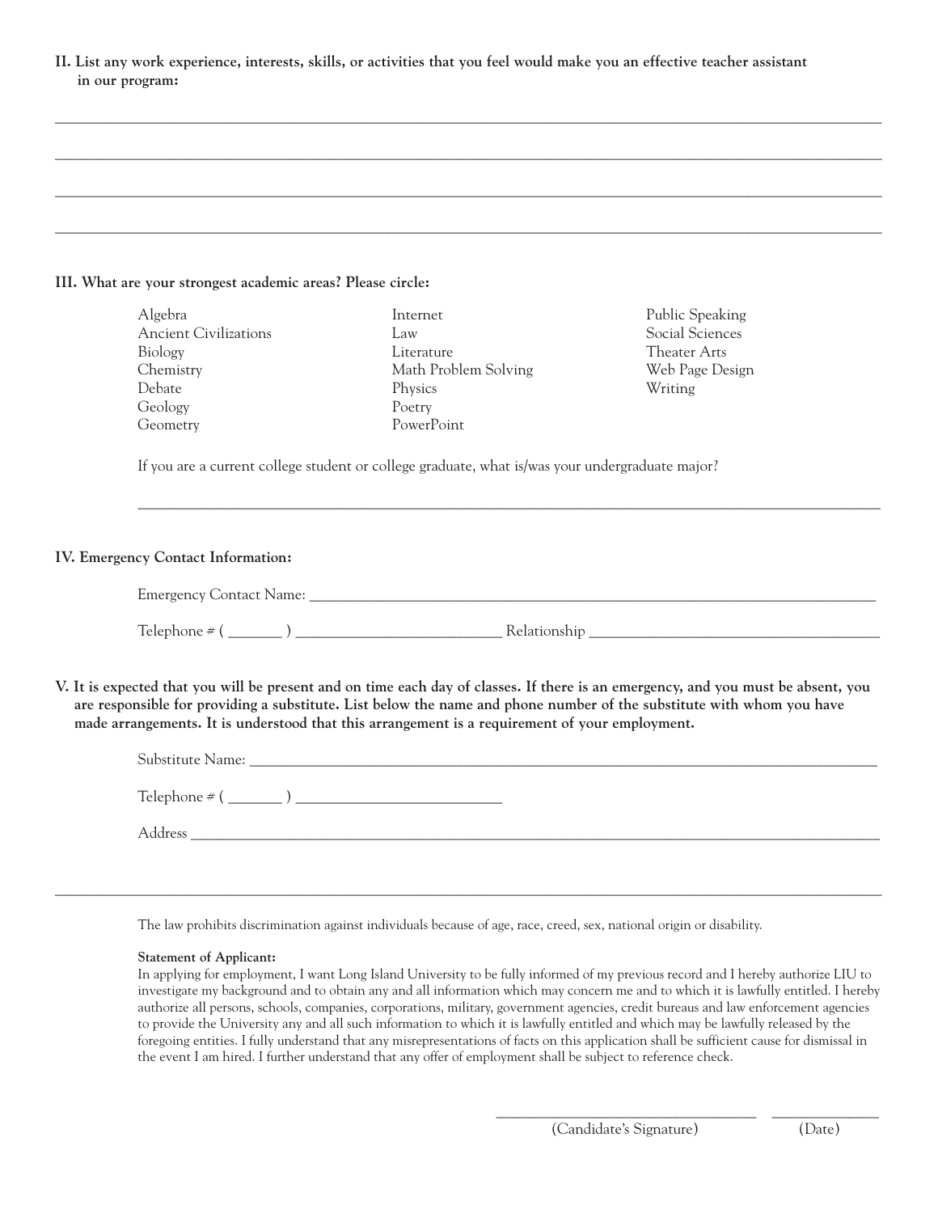**II. List any work experience, interests, skills, or activities that you feel would make you an effective teacher assistant in our program:**

\_\_\_\_\_\_\_\_\_\_\_\_\_\_\_\_\_\_\_\_\_\_\_\_\_\_\_\_\_\_\_\_\_\_\_\_\_\_\_\_\_\_\_\_\_\_\_\_\_\_\_\_\_\_\_\_\_\_\_\_\_\_\_\_\_\_\_\_\_\_\_\_

\_\_\_\_\_\_\_\_\_\_\_\_\_\_\_\_\_\_\_\_\_\_\_\_\_\_\_\_\_\_\_\_\_\_\_\_\_\_\_\_\_\_\_\_\_\_\_\_\_\_\_\_\_\_\_\_\_\_\_\_\_\_\_\_\_\_\_\_\_\_\_\_

\_\_\_\_\_\_\_\_\_\_\_\_\_\_\_\_\_\_\_\_\_\_\_\_\_\_\_\_\_\_\_\_\_\_\_\_\_\_\_\_\_\_\_\_\_\_\_\_\_\_\_\_\_\_\_\_\_\_\_\_\_\_\_\_\_\_\_\_\_\_\_\_

\_\_\_\_\_\_\_\_\_\_\_\_\_\_\_\_\_\_\_\_\_\_\_\_\_\_\_\_\_\_\_\_\_\_\_\_\_\_\_\_\_\_\_\_\_\_\_\_\_\_\_\_\_\_\_\_\_\_\_\_\_\_\_\_\_\_\_\_\_\_\_\_

**III. What are your strongest academic areas? Please circle:**

| | | |
|---|---|---|
| Algebra | Internet | Public Speaking |
| Ancient Civilizations | Law | Social Sciences |
| Biology | Literature | Theater Arts |
| Chemistry | Math Problem Solving | Web Page Design |
| Debate | Physics | Writing |
| Geology | Poetry | |
| Geometry | PowerPoint | |

If you are a current college student or college graduate, what is/was your undergraduate major?

\_\_\_\_\_\_\_\_\_\_\_\_\_\_\_\_\_\_\_\_\_\_\_\_\_\_\_\_\_\_\_\_\_\_\_\_\_\_\_\_\_\_\_\_\_\_\_\_\_\_\_\_\_\_\_\_\_\_\_\_\_\_\_\_\_\_\_\_\_\_\_\_

**IV. Emergency Contact Information:**

Emergency Contact Name: \_\_\_\_\_\_\_\_\_\_\_\_\_\_\_\_\_\_\_\_\_\_\_\_\_\_\_\_\_\_\_\_\_\_\_\_\_\_\_\_\_\_\_\_\_\_\_\_\_\_\_\_

Telephone # ( \_\_\_\_\_\_\_ ) \_\_\_\_\_\_\_\_\_\_\_\_\_\_\_\_\_\_\_\_\_\_\_\_\_\_\_ Relationship \_\_\_\_\_\_\_\_\_\_\_\_\_\_\_\_\_\_\_\_\_\_\_\_\_\_\_\_\_\_\_\_\_\_\_\_

**V. It is expected that you will be present and on time each day of classes. If there is an emergency, and you must be absent, you are responsible for providing a substitute. List below the name and phone number of the substitute with whom you have made arrangements. It is understood that this arrangement is a requirement of your employment.**

Substitute Name: \_\_\_\_\_\_\_\_\_\_\_\_\_\_\_\_\_\_\_\_\_\_\_\_\_\_\_\_\_\_\_\_\_\_\_\_\_\_\_\_\_\_\_\_\_\_\_\_\_\_\_\_\_\_\_\_\_\_

Telephone # ( \_\_\_\_\_\_\_ ) \_\_\_\_\_\_\_\_\_\_\_\_\_\_\_\_\_\_\_\_\_\_\_\_\_\_\_

Address \_\_\_\_\_\_\_\_\_\_\_\_\_\_\_\_\_\_\_\_\_\_\_\_\_\_\_\_\_\_\_\_\_\_\_\_\_\_\_\_\_\_\_\_\_\_\_\_\_\_\_\_\_\_\_\_\_\_\_\_\_\_\_\_\_

\_\_\_\_\_\_\_\_\_\_\_\_\_\_\_\_\_\_\_\_\_\_\_\_\_\_\_\_\_\_\_\_\_\_\_\_\_\_\_\_\_\_\_\_\_\_\_\_\_\_\_\_\_\_\_\_\_\_\_\_\_\_\_\_\_\_\_\_\_\_\_\_

The law prohibits discrimination against individuals because of age, race, creed, sex, national origin or disability.

**Statement of Applicant:**

In applying for employment, I want Long Island University to be fully informed of my previous record and I hereby authorize LIU to investigate my background and to obtain any and all information which may concern me and to which it is lawfully entitled. I hereby authorize all persons, schools, companies, corporations, military, government agencies, credit bureaus and law enforcement agencies to provide the University any and all such information to which it is lawfully entitled and which may be lawfully released by the foregoing entities. I fully understand that any misrepresentations of facts on this application shall be sufficient cause for dismissal in the event I am hired. I further understand that any offer of employment shall be subject to reference check.

\_\_\_\_\_\_\_\_\_\_\_\_\_\_\_\_\_\_\_\_\_\_\_\_\_\_\_\_\_\_\_\_ \_\_\_\_\_\_\_\_\_\_\_\_\_\_

(Candidate's Signature) (Date)